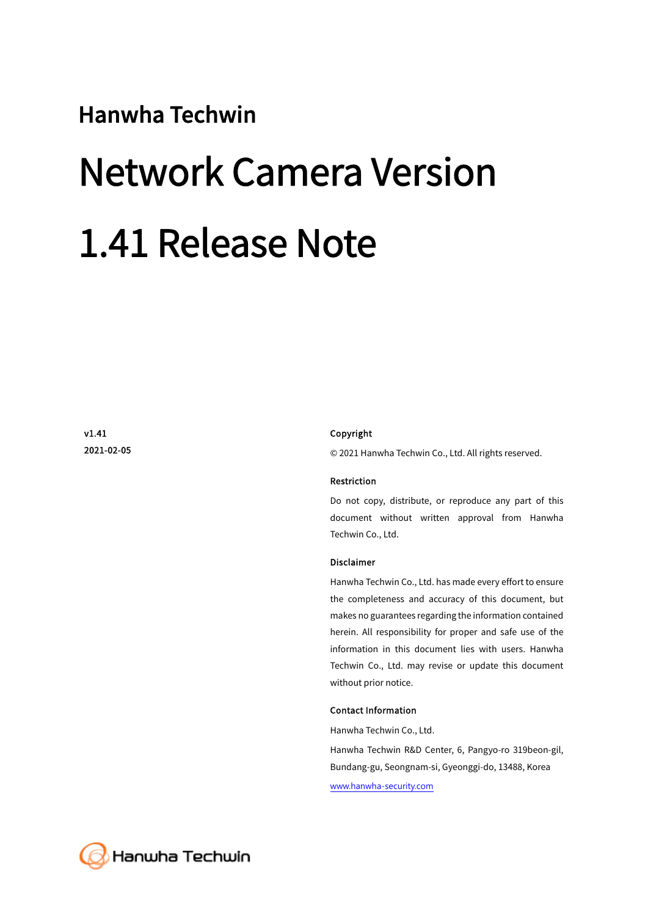Hanwha Techwin

# Network Camera Version 1.41 Release Note

**v1.41**

**2021-02-05**

**Copyright**

© 2021 Hanwha Techwin Co., Ltd. All rights reserved.

**Restriction**

Do not copy, distribute, or reproduce any part of this document without written approval from Hanwha Techwin Co., Ltd.

**Disclaimer**

Hanwha Techwin Co., Ltd. has made every effort to ensure the completeness and accuracy of this document, but makes no guarantees regarding the information contained herein. All responsibility for proper and safe use of the information in this document lies with users. Hanwha Techwin Co., Ltd. may revise or update this document without prior notice.

**Contact Information**

Hanwha Techwin Co., Ltd.

Hanwha Techwin R&D Center, 6, Pangyo-ro 319beon-gil, Bundang-gu, Seongnam-si, Gyeonggi-do, 13488, Korea

[www.hanwha-security.com](http://www.hanwha-security.com)

Hanwha Techwin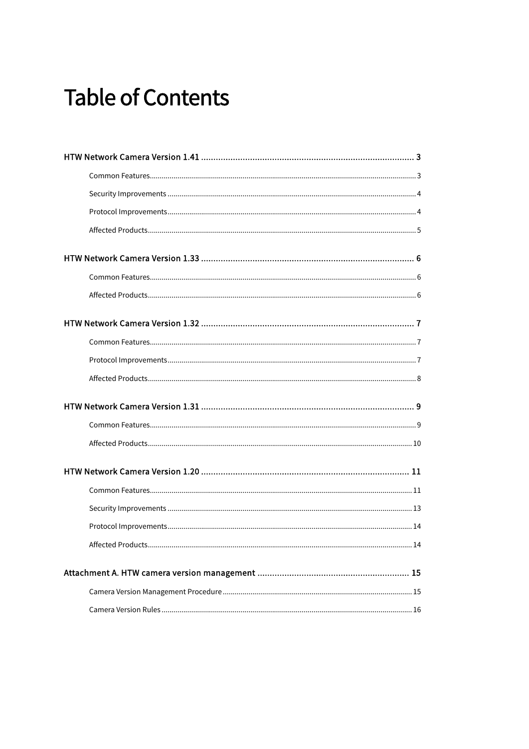# Table of Contents

HTW Network Camera Version 1.41 ........................................................................................ 3

- Common Features........................................................................................................................ 3
- Security Improvements ................................................................................................................ 4
- Protocol Improvements ............................................................................................................... 4
- Affected Products......................................................................................................................... 5

HTW Network Camera Version 1.33 ........................................................................................ 6

- Common Features........................................................................................................................ 6
- Affected Products......................................................................................................................... 6

HTW Network Camera Version 1.32 ........................................................................................ 7

- Common Features........................................................................................................................ 7
- Protocol Improvements ............................................................................................................... 7
- Affected Products......................................................................................................................... 8

HTW Network Camera Version 1.31 ........................................................................................ 9

- Common Features........................................................................................................................ 9
- Affected Products......................................................................................................................... 10

HTW Network Camera Version 1.20 ........................................................................................ 11

- Common Features........................................................................................................................ 11
- Security Improvements ................................................................................................................ 13
- Protocol Improvements ............................................................................................................... 14
- Affected Products......................................................................................................................... 14

Attachment A. HTW camera version management ............................................................. 15

- Camera Version Management Procedure ................................................................................... 15
- Camera Version Rules .................................................................................................................. 16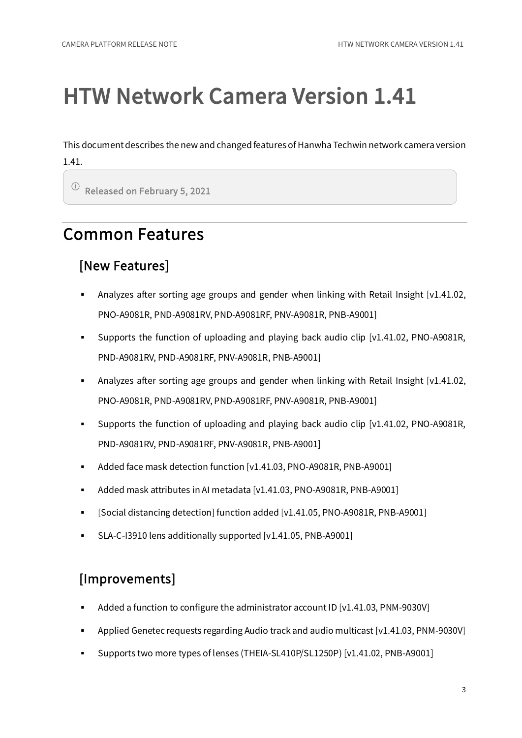# HTW Network Camera Version 1.41

This document describes the new and changed features of Hanwha Techwin network camera version 1.41.

> ⓘ Released on February 5, 2021

## Common Features

### [New Features]

- Analyzes after sorting age groups and gender when linking with Retail Insight [v1.41.02, PNO-A9081R, PND-A9081RV, PND-A9081RF, PNV-A9081R, PNB-A9001]
- Supports the function of uploading and playing back audio clip [v1.41.02, PNO-A9081R, PND-A9081RV, PND-A9081RF, PNV-A9081R, PNB-A9001]
- Analyzes after sorting age groups and gender when linking with Retail Insight [v1.41.02, PNO-A9081R, PND-A9081RV, PND-A9081RF, PNV-A9081R, PNB-A9001]
- Supports the function of uploading and playing back audio clip [v1.41.02, PNO-A9081R, PND-A9081RV, PND-A9081RF, PNV-A9081R, PNB-A9001]
- Added face mask detection function [v1.41.03, PNO-A9081R, PNB-A9001]
- Added mask attributes in AI metadata [v1.41.03, PNO-A9081R, PNB-A9001]
- [Social distancing detection] function added [v1.41.05, PNO-A9081R, PNB-A9001]
- SLA-C-I3910 lens additionally supported [v1.41.05, PNB-A9001]

### [Improvements]

- Added a function to configure the administrator account ID [v1.41.03, PNM-9030V]
- Applied Genetec requests regarding Audio track and audio multicast [v1.41.03, PNM-9030V]
- Supports two more types of lenses (THEIA-SL410P/SL1250P) [v1.41.02, PNB-A9001]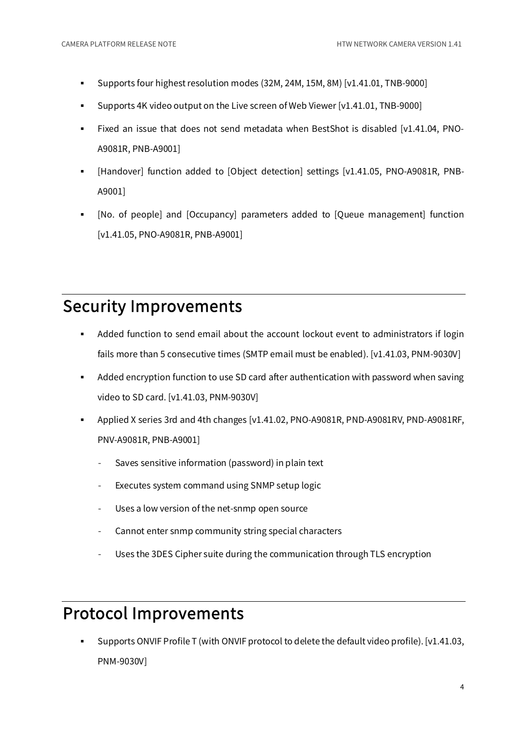- Supports four highest resolution modes (32M, 24M, 15M, 8M) [v1.41.01, TNB-9000]
- Supports 4K video output on the Live screen of Web Viewer [v1.41.01, TNB-9000]
- Fixed an issue that does not send metadata when BestShot is disabled [v1.41.04, PNO-A9081R, PNB-A9001]
- [Handover] function added to [Object detection] settings [v1.41.05, PNO-A9081R, PNB-A9001]
- [No. of people] and [Occupancy] parameters added to [Queue management] function [v1.41.05, PNO-A9081R, PNB-A9001]

# Security Improvements

- Added function to send email about the account lockout event to administrators if login fails more than 5 consecutive times (SMTP email must be enabled). [v1.41.03, PNM-9030V]
- Added encryption function to use SD card after authentication with password when saving video to SD card. [v1.41.03, PNM-9030V]
- Applied X series 3rd and 4th changes [v1.41.02, PNO-A9081R, PND-A9081RV, PND-A9081RF, PNV-A9081R, PNB-A9001]
  - Saves sensitive information (password) in plain text
  - Executes system command using SNMP setup logic
  - Uses a low version of the net-snmp open source
  - Cannot enter snmp community string special characters
  - Uses the 3DES Cipher suite during the communication through TLS encryption

# Protocol Improvements

- Supports ONVIF Profile T (with ONVIF protocol to delete the default video profile). [v1.41.03, PNM-9030V]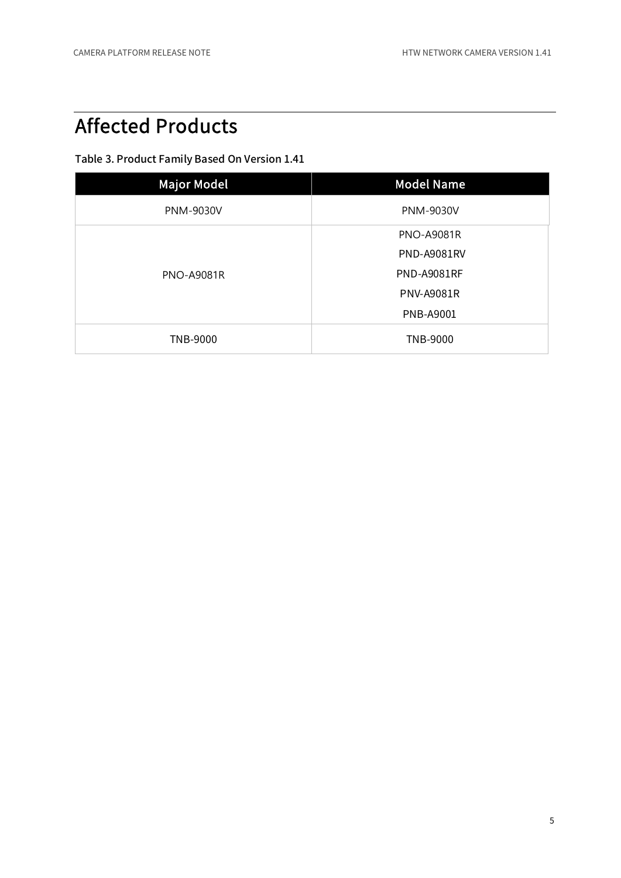# Affected Products

**Table 3. Product Family Based On Version 1.41**

| Major Model | Model Name |
| --- | --- |
| PNM-9030V | PNM-9030V |
| PNO-A9081R | PNO-A9081R |
| | PND-A9081RV |
| | PND-A9081RF |
| | PNV-A9081R |
| | PNB-A9001 |
| TNB-9000 | TNB-9000 |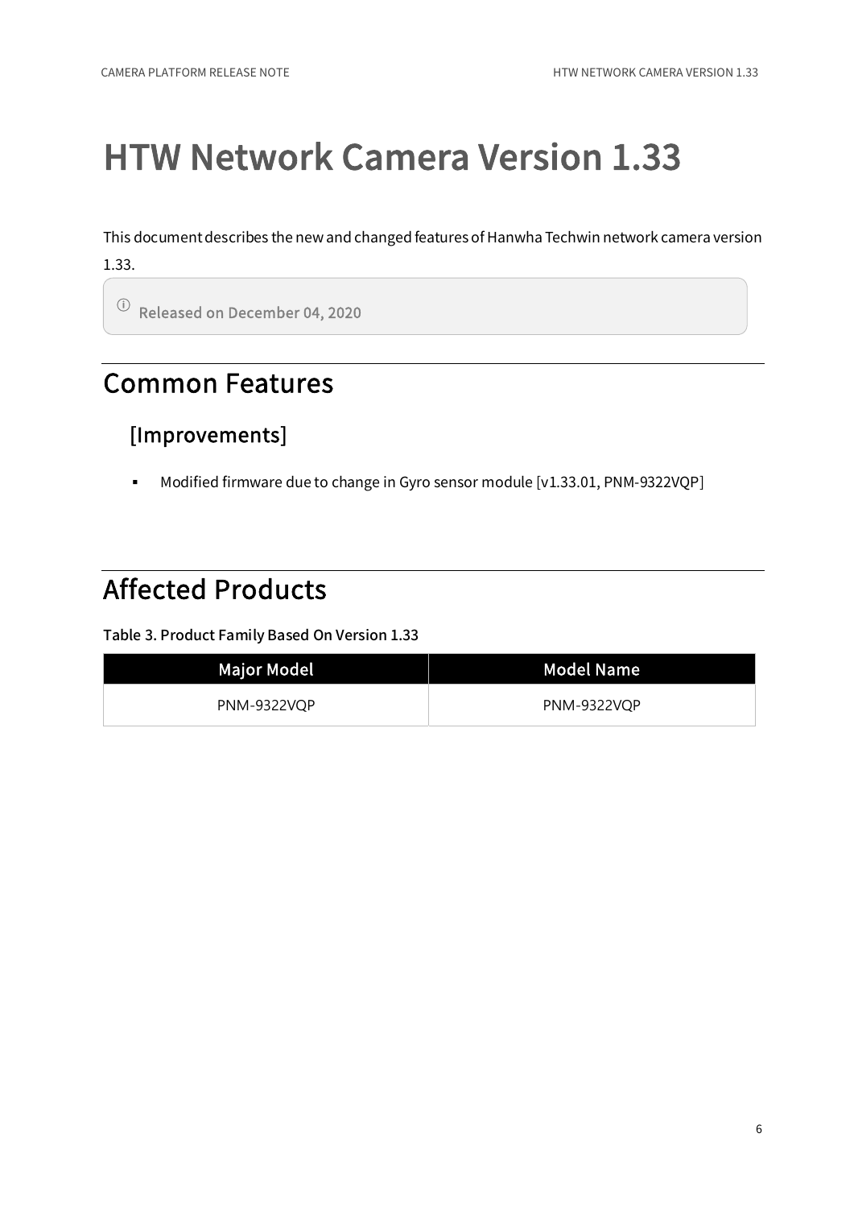# HTW Network Camera Version 1.33

This document describes the new and changed features of Hanwha Techwin network camera version 1.33.

> ⓘ Released on December 04, 2020

## Common Features

### [Improvements]

- Modified firmware due to change in Gyro sensor module [v1.33.01, PNM-9322VQP]

## Affected Products

**Table 3. Product Family Based On Version 1.33**

| Major Model | Model Name |
| --- | --- |
| PNM-9322VQP | PNM-9322VQP |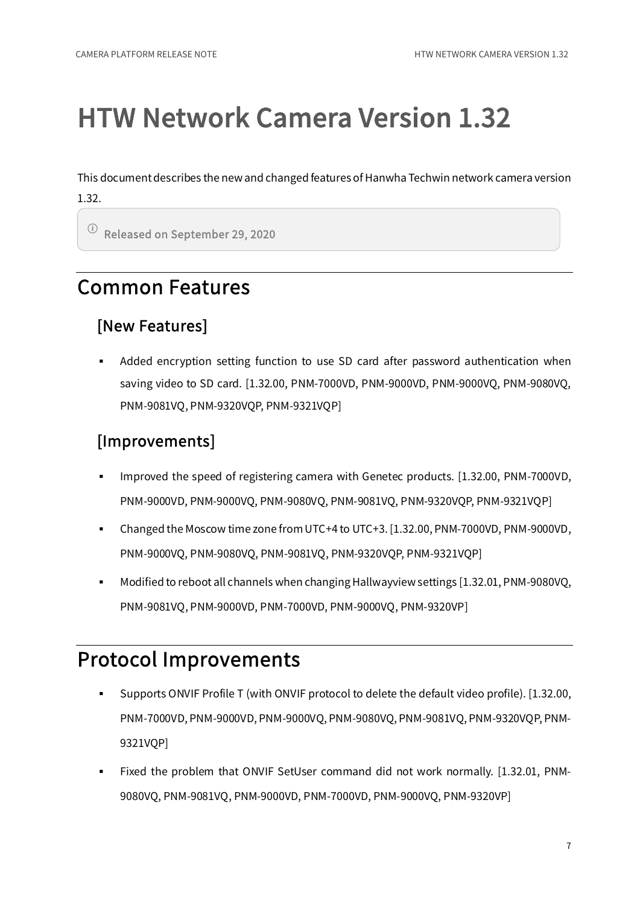# HTW Network Camera Version 1.32

This document describes the new and changed features of Hanwha Techwin network camera version 1.32.

> ⓘ **Released on September 29, 2020**

## Common Features

### [New Features]

- Added encryption setting function to use SD card after password authentication when saving video to SD card. [1.32.00, PNM-7000VD, PNM-9000VD, PNM-9000VQ, PNM-9080VQ, PNM-9081VQ, PNM-9320VQP, PNM-9321VQP]

### [Improvements]

- Improved the speed of registering camera with Genetec products. [1.32.00, PNM-7000VD, PNM-9000VD, PNM-9000VQ, PNM-9080VQ, PNM-9081VQ, PNM-9320VQP, PNM-9321VQP]
- Changed the Moscow time zone from UTC+4 to UTC+3. [1.32.00, PNM-7000VD, PNM-9000VD, PNM-9000VQ, PNM-9080VQ, PNM-9081VQ, PNM-9320VQP, PNM-9321VQP]
- Modified to reboot all channels when changing Hallwayview settings [1.32.01, PNM-9080VQ, PNM-9081VQ, PNM-9000VD, PNM-7000VD, PNM-9000VQ, PNM-9320VP]

## Protocol Improvements

- Supports ONVIF Profile T (with ONVIF protocol to delete the default video profile). [1.32.00, PNM-7000VD, PNM-9000VD, PNM-9000VQ, PNM-9080VQ, PNM-9081VQ, PNM-9320VQP, PNM-9321VQP]
- Fixed the problem that ONVIF SetUser command did not work normally. [1.32.01, PNM-9080VQ, PNM-9081VQ, PNM-9000VD, PNM-7000VD, PNM-9000VQ, PNM-9320VP]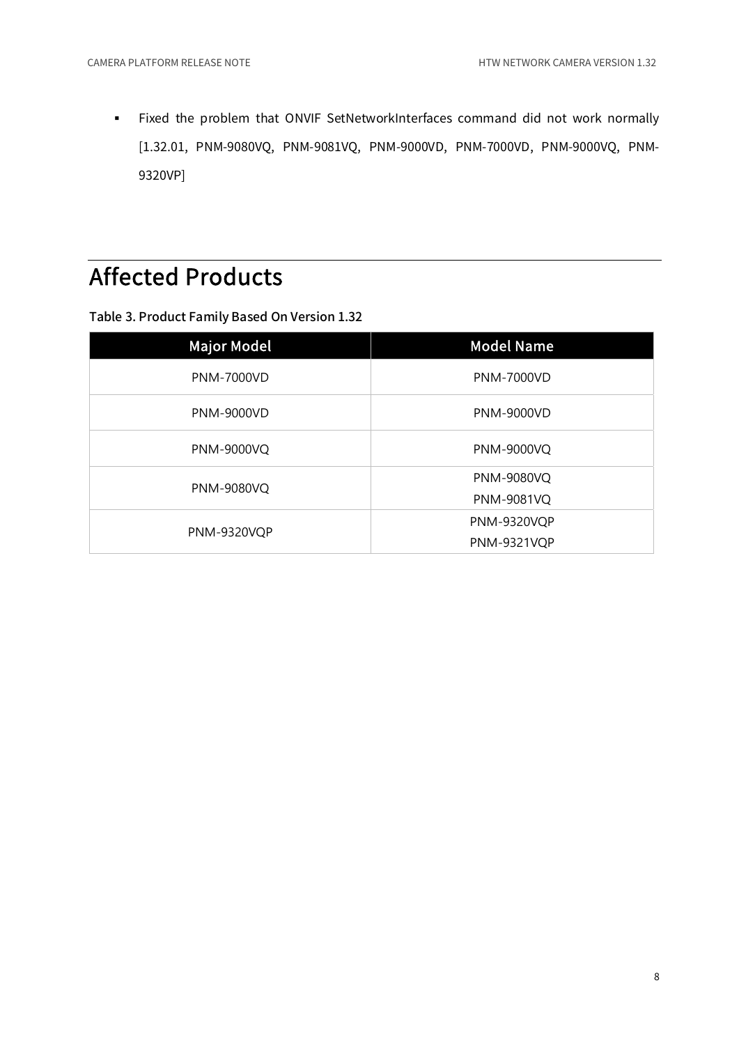- Fixed the problem that ONVIF SetNetworkInterfaces command did not work normally [1.32.01, PNM-9080VQ, PNM-9081VQ, PNM-9000VD, PNM-7000VD, PNM-9000VQ, PNM-9320VP]

# Affected Products

**Table 3. Product Family Based On Version 1.32**

| Major Model | Model Name |
| --- | --- |
| PNM-7000VD | PNM-7000VD |
| PNM-9000VD | PNM-9000VD |
| PNM-9000VQ | PNM-9000VQ |
| PNM-9080VQ | PNM-9080VQ<br>PNM-9081VQ |
| PNM-9320VQP | PNM-9320VQP<br>PNM-9321VQP |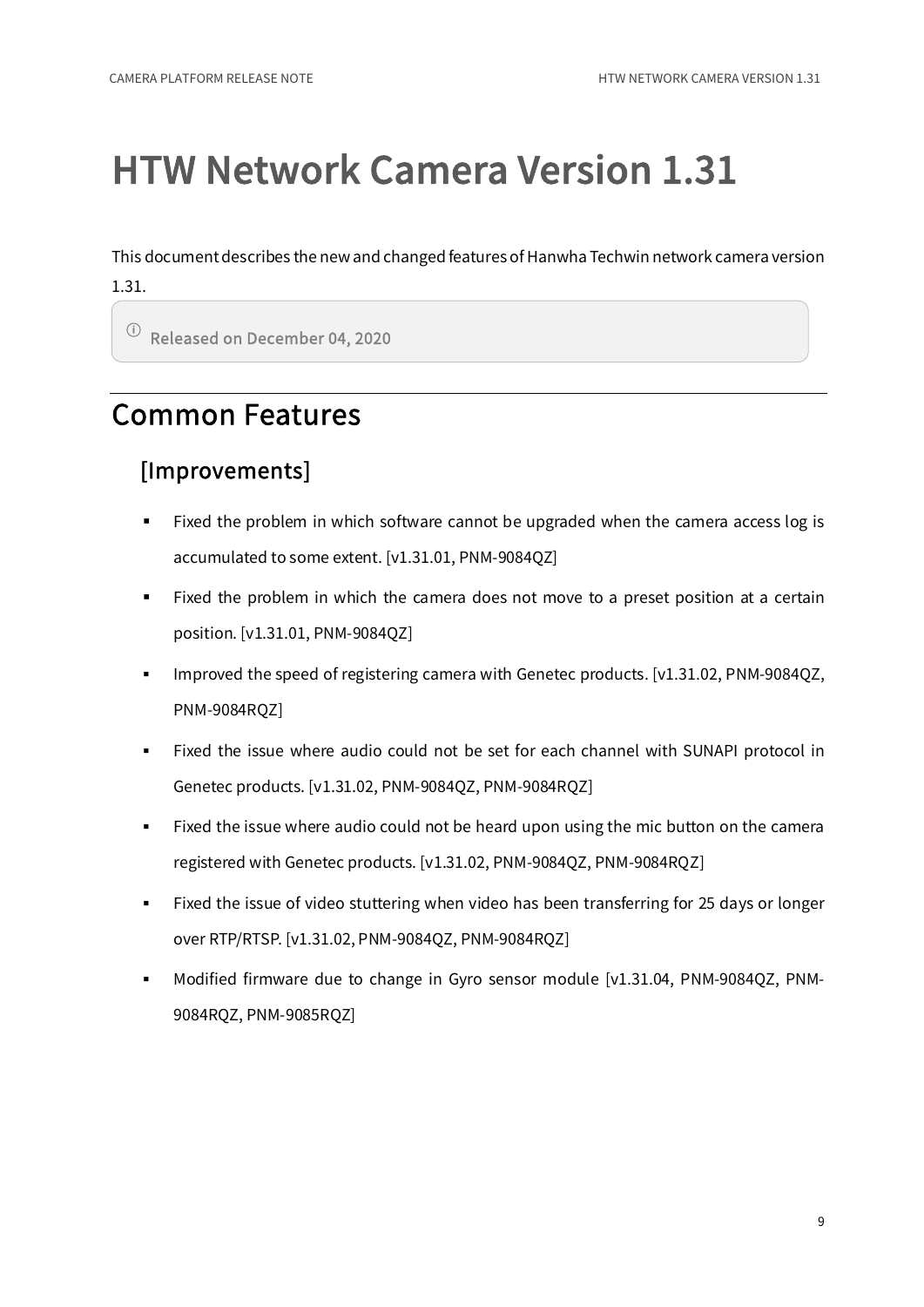# HTW Network Camera Version 1.31

This document describes the new and changed features of Hanwha Techwin network camera version 1.31.

> ⓘ Released on December 04, 2020

## Common Features

### [Improvements]

- Fixed the problem in which software cannot be upgraded when the camera access log is accumulated to some extent. [v1.31.01, PNM-9084QZ]
- Fixed the problem in which the camera does not move to a preset position at a certain position. [v1.31.01, PNM-9084QZ]
- Improved the speed of registering camera with Genetec products. [v1.31.02, PNM-9084QZ, PNM-9084RQZ]
- Fixed the issue where audio could not be set for each channel with SUNAPI protocol in Genetec products. [v1.31.02, PNM-9084QZ, PNM-9084RQZ]
- Fixed the issue where audio could not be heard upon using the mic button on the camera registered with Genetec products. [v1.31.02, PNM-9084QZ, PNM-9084RQZ]
- Fixed the issue of video stuttering when video has been transferring for 25 days or longer over RTP/RTSP. [v1.31.02, PNM-9084QZ, PNM-9084RQZ]
- Modified firmware due to change in Gyro sensor module [v1.31.04, PNM-9084QZ, PNM-9084RQZ, PNM-9085RQZ]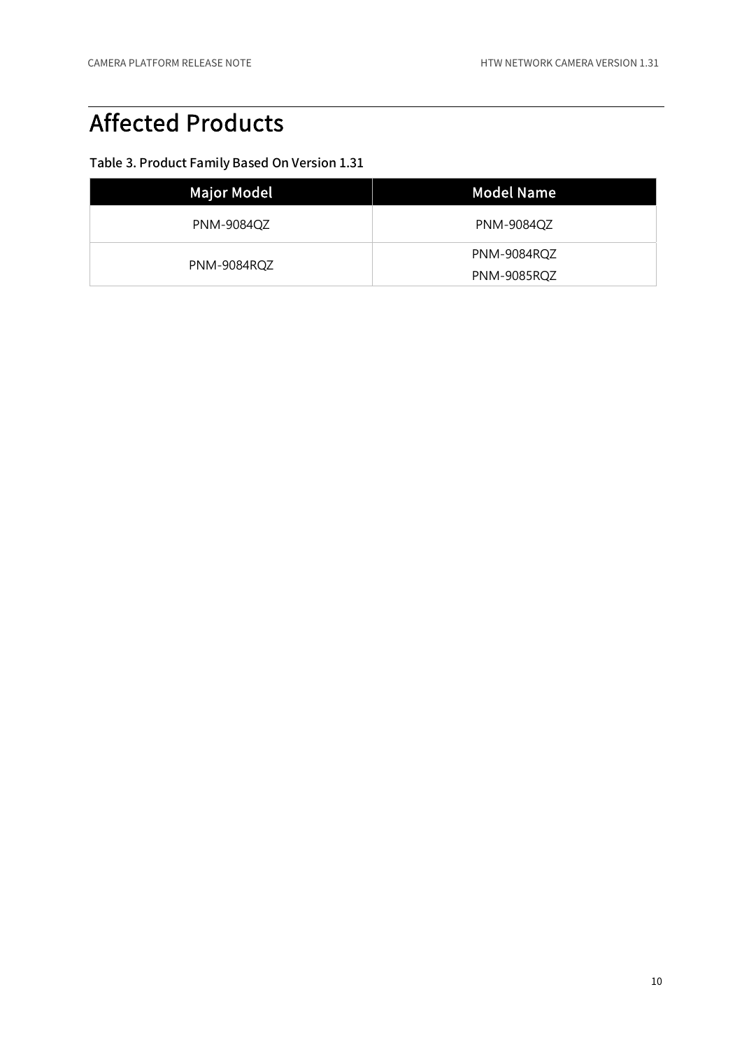# Affected Products

**Table 3. Product Family Based On Version 1.31**

| Major Model | Model Name |
| --- | --- |
| PNM-9084QZ | PNM-9084QZ |
| PNM-9084RQZ | PNM-9084RQZ<br>PNM-9085RQZ |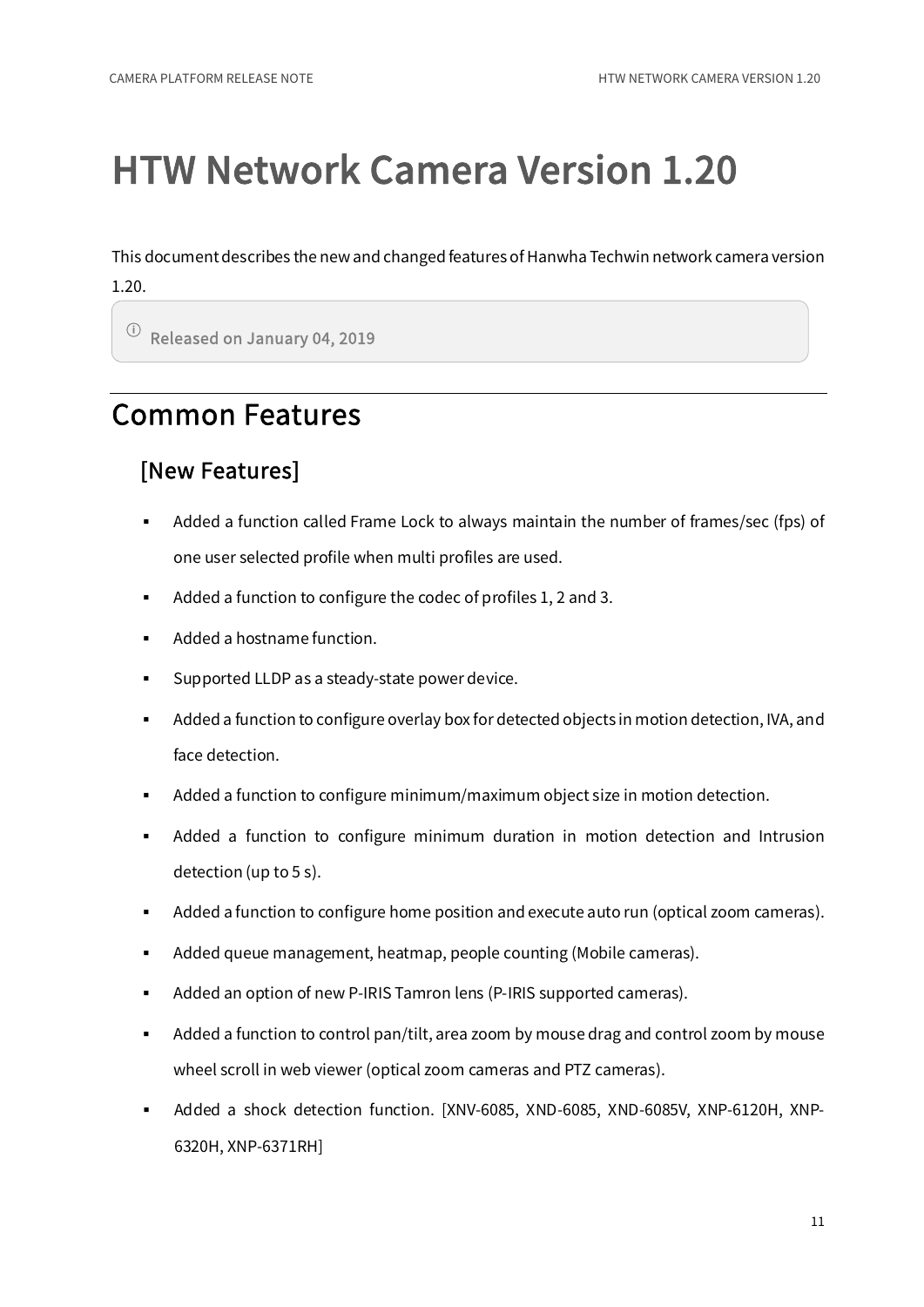# HTW Network Camera Version 1.20

This document describes the new and changed features of Hanwha Techwin network camera version 1.20.

> ⓘ Released on January 04, 2019

## Common Features

### [New Features]

- Added a function called Frame Lock to always maintain the number of frames/sec (fps) of one user selected profile when multi profiles are used.
- Added a function to configure the codec of profiles 1, 2 and 3.
- Added a hostname function.
- Supported LLDP as a steady-state power device.
- Added a function to configure overlay box for detected objects in motion detection, IVA, and face detection.
- Added a function to configure minimum/maximum object size in motion detection.
- Added a function to configure minimum duration in motion detection and Intrusion detection (up to 5 s).
- Added a function to configure home position and execute auto run (optical zoom cameras).
- Added queue management, heatmap, people counting (Mobile cameras).
- Added an option of new P-IRIS Tamron lens (P-IRIS supported cameras).
- Added a function to control pan/tilt, area zoom by mouse drag and control zoom by mouse wheel scroll in web viewer (optical zoom cameras and PTZ cameras).
- Added a shock detection function. [XNV-6085, XND-6085, XND-6085V, XNP-6120H, XNP-6320H, XNP-6371RH]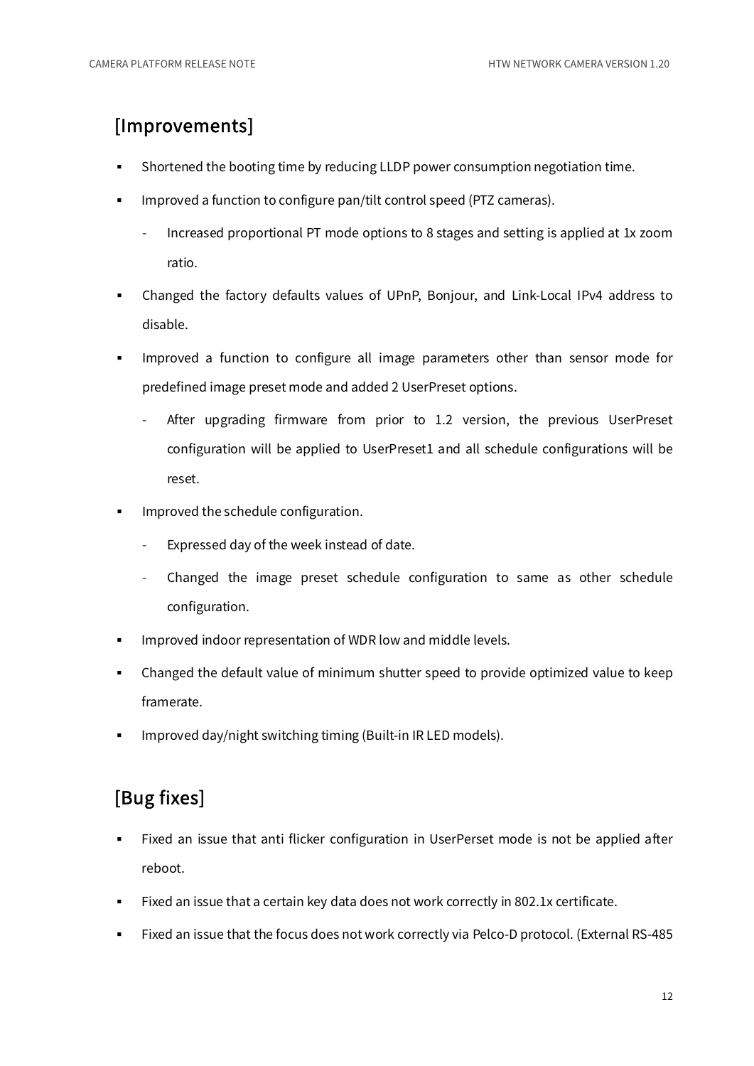## [Improvements]

- Shortened the booting time by reducing LLDP power consumption negotiation time.
- Improved a function to configure pan/tilt control speed (PTZ cameras).
  - Increased proportional PT mode options to 8 stages and setting is applied at 1x zoom ratio.
- Changed the factory defaults values of UPnP, Bonjour, and Link-Local IPv4 address to disable.
- Improved a function to configure all image parameters other than sensor mode for predefined image preset mode and added 2 UserPreset options.
  - After upgrading firmware from prior to 1.2 version, the previous UserPreset configuration will be applied to UserPreset1 and all schedule configurations will be reset.
- Improved the schedule configuration.
  - Expressed day of the week instead of date.
  - Changed the image preset schedule configuration to same as other schedule configuration.
- Improved indoor representation of WDR low and middle levels.
- Changed the default value of minimum shutter speed to provide optimized value to keep framerate.
- Improved day/night switching timing (Built-in IR LED models).

## [Bug fixes]

- Fixed an issue that anti flicker configuration in UserPerset mode is not be applied after reboot.
- Fixed an issue that a certain key data does not work correctly in 802.1x certificate.
- Fixed an issue that the focus does not work correctly via Pelco-D protocol. (External RS-485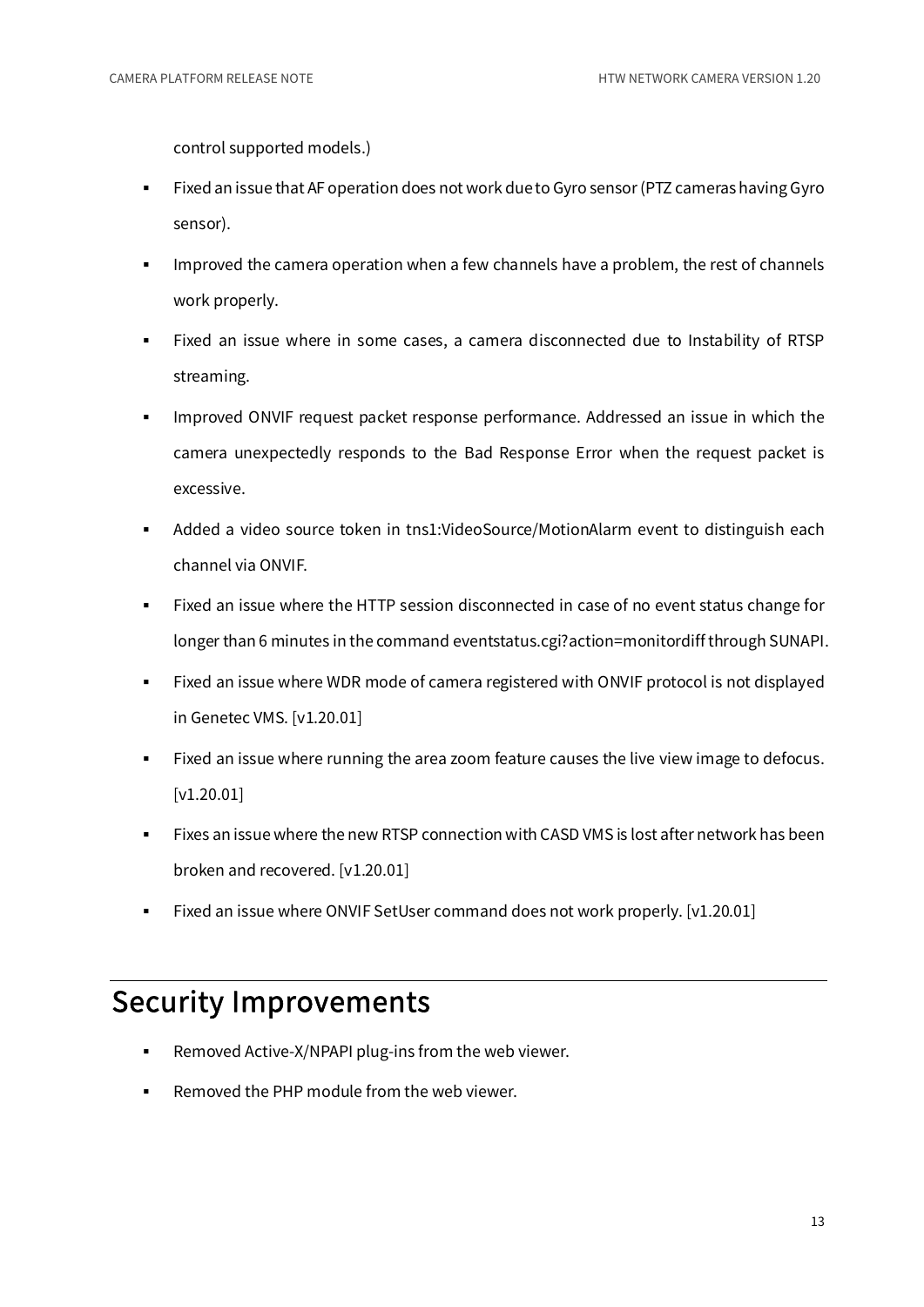control supported models.)

- Fixed an issue that AF operation does not work due to Gyro sensor (PTZ cameras having Gyro sensor).
- Improved the camera operation when a few channels have a problem, the rest of channels work properly.
- Fixed an issue where in some cases, a camera disconnected due to Instability of RTSP streaming.
- Improved ONVIF request packet response performance. Addressed an issue in which the camera unexpectedly responds to the Bad Response Error when the request packet is excessive.
- Added a video source token in tns1:VideoSource/MotionAlarm event to distinguish each channel via ONVIF.
- Fixed an issue where the HTTP session disconnected in case of no event status change for longer than 6 minutes in the command eventstatus.cgi?action=monitordiff through SUNAPI.
- Fixed an issue where WDR mode of camera registered with ONVIF protocol is not displayed in Genetec VMS. [v1.20.01]
- Fixed an issue where running the area zoom feature causes the live view image to defocus. [v1.20.01]
- Fixes an issue where the new RTSP connection with CASD VMS is lost after network has been broken and recovered. [v1.20.01]
- Fixed an issue where ONVIF SetUser command does not work properly. [v1.20.01]

# Security Improvements

- Removed Active-X/NPAPI plug-ins from the web viewer.
- Removed the PHP module from the web viewer.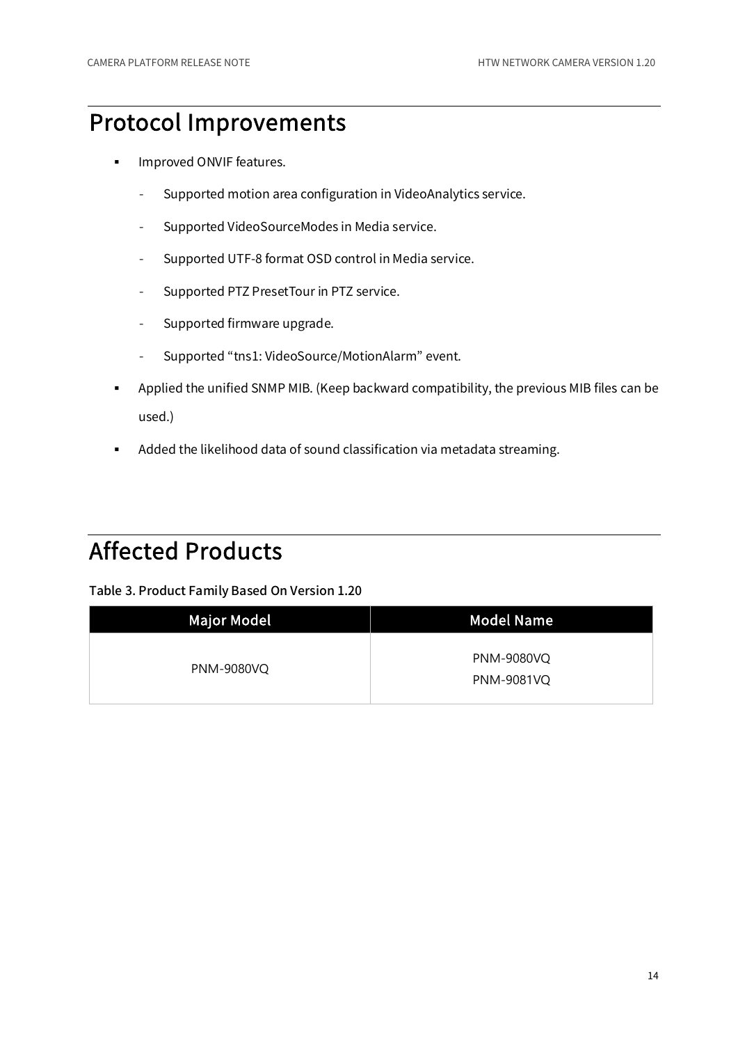# Protocol Improvements

- Improved ONVIF features.
  - Supported motion area configuration in VideoAnalytics service.
  - Supported VideoSourceModes in Media service.
  - Supported UTF-8 format OSD control in Media service.
  - Supported PTZ PresetTour in PTZ service.
  - Supported firmware upgrade.
  - Supported “tns1: VideoSource/MotionAlarm” event.
- Applied the unified SNMP MIB. (Keep backward compatibility, the previous MIB files can be used.)
- Added the likelihood data of sound classification via metadata streaming.

# Affected Products

**Table 3. Product Family Based On Version 1.20**

| Major Model | Model Name |
| --- | --- |
| PNM-9080VQ | PNM-9080VQ<br>PNM-9081VQ |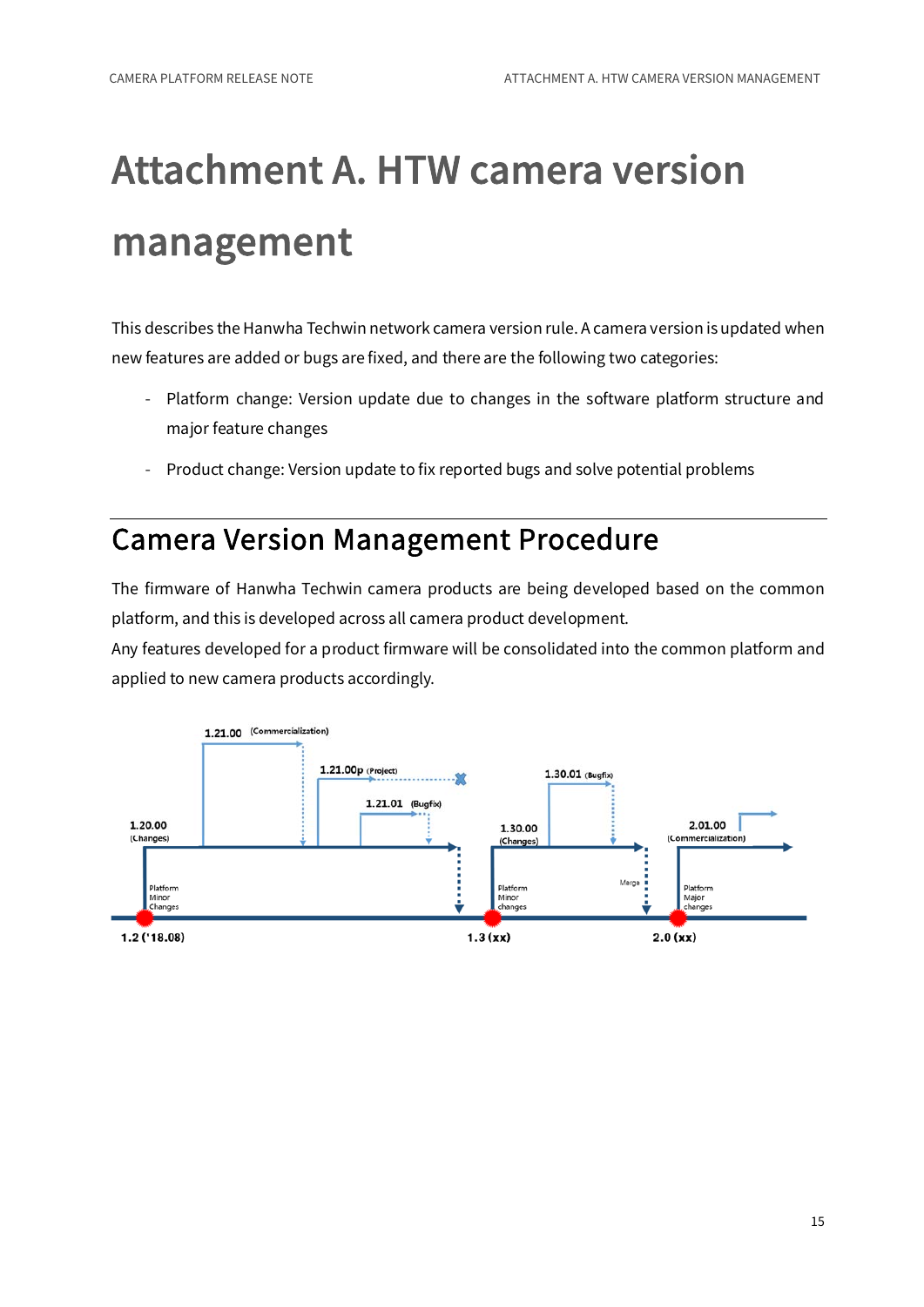# Attachment A. HTW camera version management

This describes the Hanwha Techwin network camera version rule. A camera version is updated when new features are added or bugs are fixed, and there are the following two categories:

- Platform change: Version update due to changes in the software platform structure and major feature changes
- Product change: Version update to fix reported bugs and solve potential problems

## Camera Version Management Procedure

The firmware of Hanwha Techwin camera products are being developed based on the common platform, and this is developed across all camera product development.

Any features developed for a product firmware will be consolidated into the common platform and applied to new camera products accordingly.

1.21.00 (Commercialization)
1.21.00p (Project)
1.21.01 (Bugfix)
1.20.00 (Changes)
1.30.01 (Bugfix)
1.30.00 (Changes)
2.01.00 (Commercialization)
Platform Minor Changes
Platform Minor changes
Merge
Platform Major changes
1.2 ('18.08)
1.3 (xx)
2.0 (xx)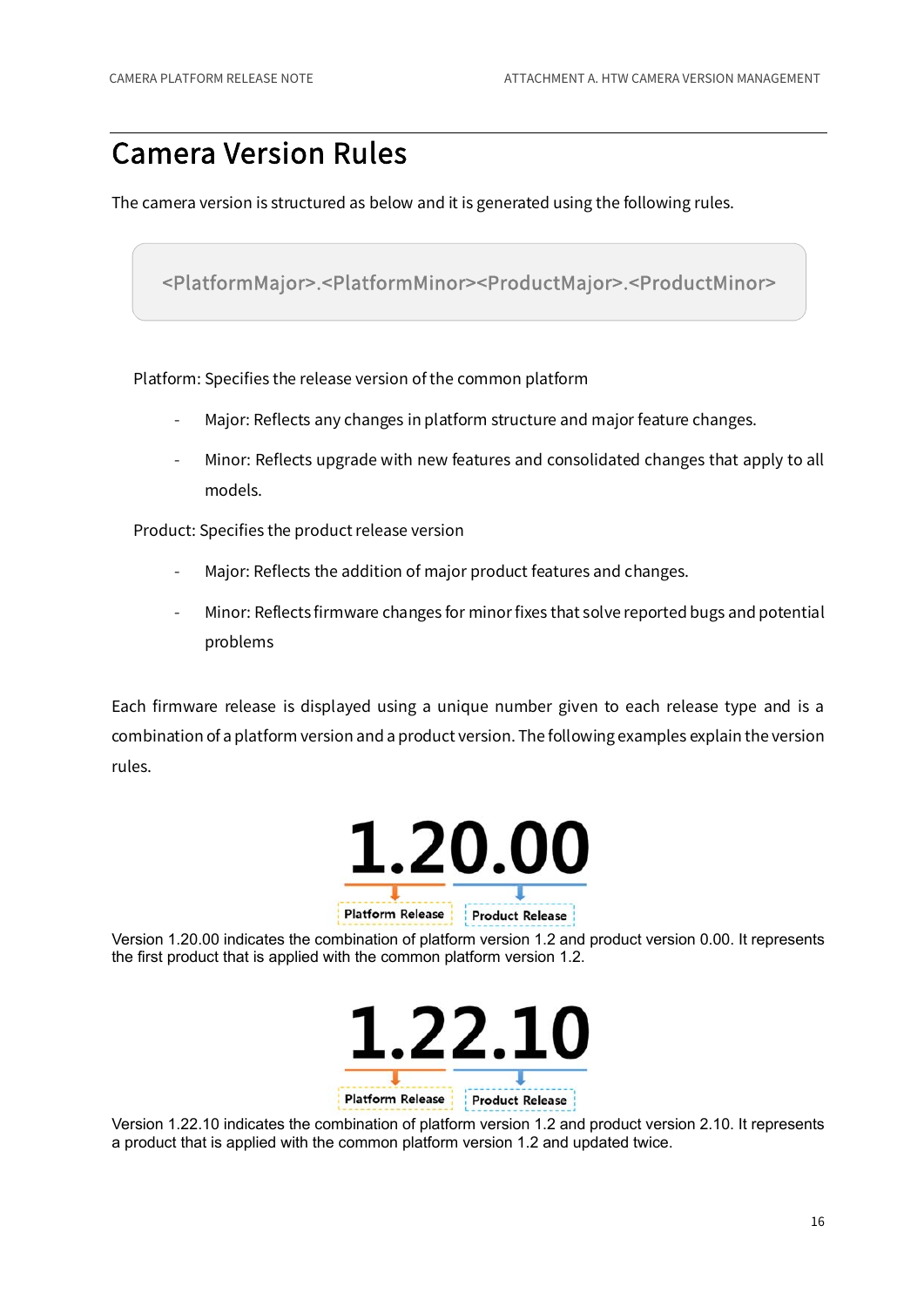# Camera Version Rules

The camera version is structured as below and it is generated using the following rules.

```
<PlatformMajor>.<PlatformMinor><ProductMajor>.<ProductMinor>
```

Platform: Specifies the release version of the common platform

- Major: Reflects any changes in platform structure and major feature changes.
- Minor: Reflects upgrade with new features and consolidated changes that apply to all models.

Product: Specifies the product release version

- Major: Reflects the addition of major product features and changes.
- Minor: Reflects firmware changes for minor fixes that solve reported bugs and potential problems

Each firmware release is displayed using a unique number given to each release type and is a combination of a platform version and a product version. The following examples explain the version rules.

1.20.00

Platform Release

Product Release

Version 1.20.00 indicates the combination of platform version 1.2 and product version 0.00. It represents the first product that is applied with the common platform version 1.2.

1.22.10

Platform Release

Product Release

Version 1.22.10 indicates the combination of platform version 1.2 and product version 2.10. It represents a product that is applied with the common platform version 1.2 and updated twice.